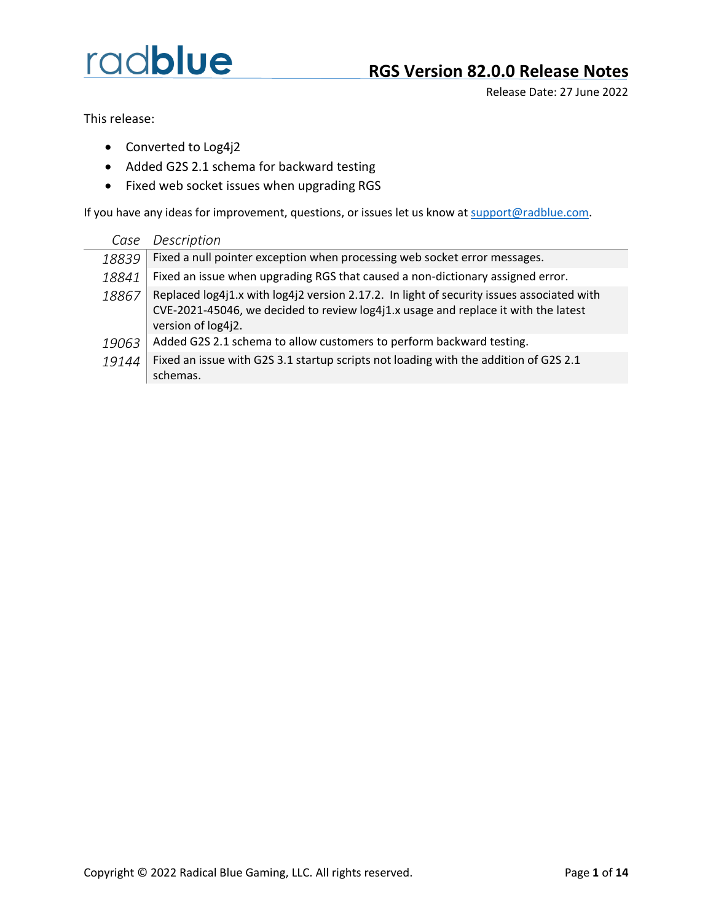radblue

# RGS Version 82.0.0 Release Notes

Release Date: 27 June 2022

This release:

- Converted to Log4j2
- Added G2S 2.1 schema for backward testing
- Fixed web socket issues when upgrading RGS

If you have any ideas for improvement, questions, or issues let us know at support@radblue.com.

| *Case* | *Description* |
|---|---|
| *18839* | Fixed a null pointer exception when processing web socket error messages. |
| *18841* | Fixed an issue when upgrading RGS that caused a non-dictionary assigned error. |
| *18867* | Replaced log4j1.x with log4j2 version 2.17.2. In light of security issues associated with CVE-2021-45046, we decided to review log4j1.x usage and replace it with the latest version of log4j2. |
| *19063* | Added G2S 2.1 schema to allow customers to perform backward testing. |
| *19144* | Fixed an issue with G2S 3.1 startup scripts not loading with the addition of G2S 2.1 schemas. |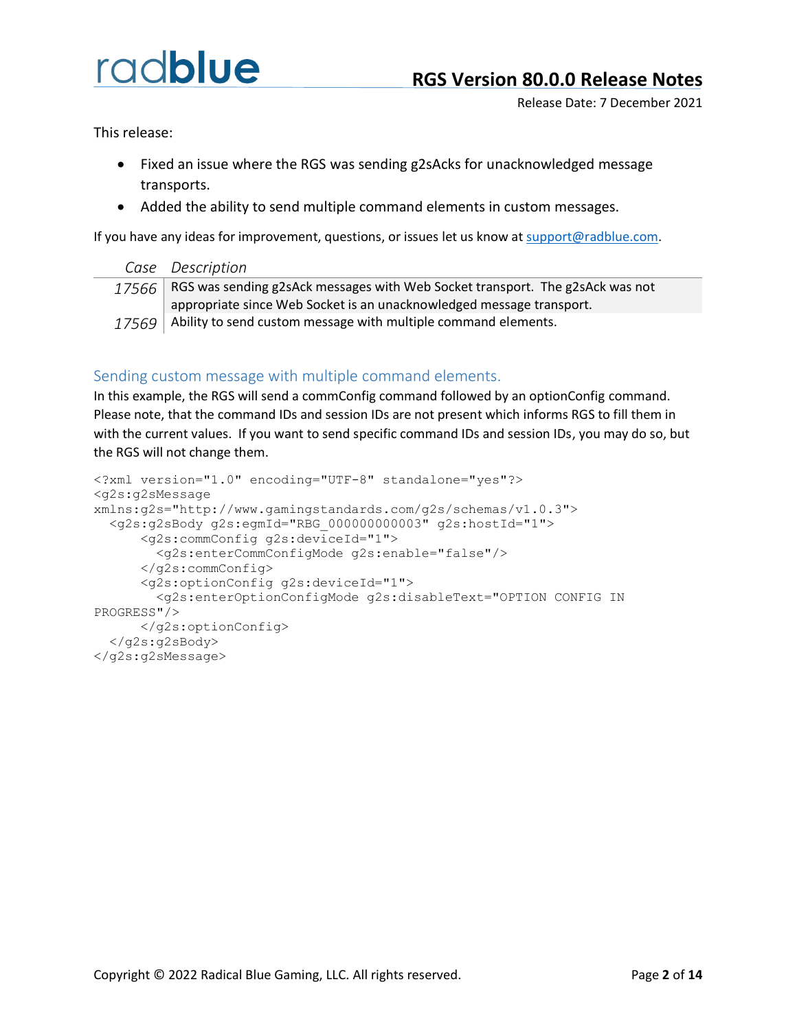This release:

- Fixed an issue where the RGS was sending g2sAcks for unacknowledged message transports.
- Added the ability to send multiple command elements in custom messages.

If you have any ideas for improvement, questions, or issues let us know at support@radblue.com.

| *Case* | *Description* |
| --- | --- |
| *17566* | RGS was sending g2sAck messages with Web Socket transport. The g2sAck was not appropriate since Web Socket is an unacknowledged message transport. |
| *17569* | Ability to send custom message with multiple command elements. |

## Sending custom message with multiple command elements.

In this example, the RGS will send a commConfig command followed by an optionConfig command. Please note, that the command IDs and session IDs are not present which informs RGS to fill them in with the current values. If you want to send specific command IDs and session IDs, you may do so, but the RGS will not change them.

```
<?xml version="1.0" encoding="UTF-8" standalone="yes"?>
<g2s:g2sMessage
xmlns:g2s="http://www.gamingstandards.com/g2s/schemas/v1.0.3">
  <g2s:g2sBody g2s:egmId="RBG_000000000003" g2s:hostId="1">
      <g2s:commConfig g2s:deviceId="1">
        <g2s:enterCommConfigMode g2s:enable="false"/>
      </g2s:commConfig>
      <g2s:optionConfig g2s:deviceId="1">
        <g2s:enterOptionConfigMode g2s:disableText="OPTION CONFIG IN
PROGRESS"/>
      </g2s:optionConfig>
  </g2s:g2sBody>
</g2s:g2sMessage>
```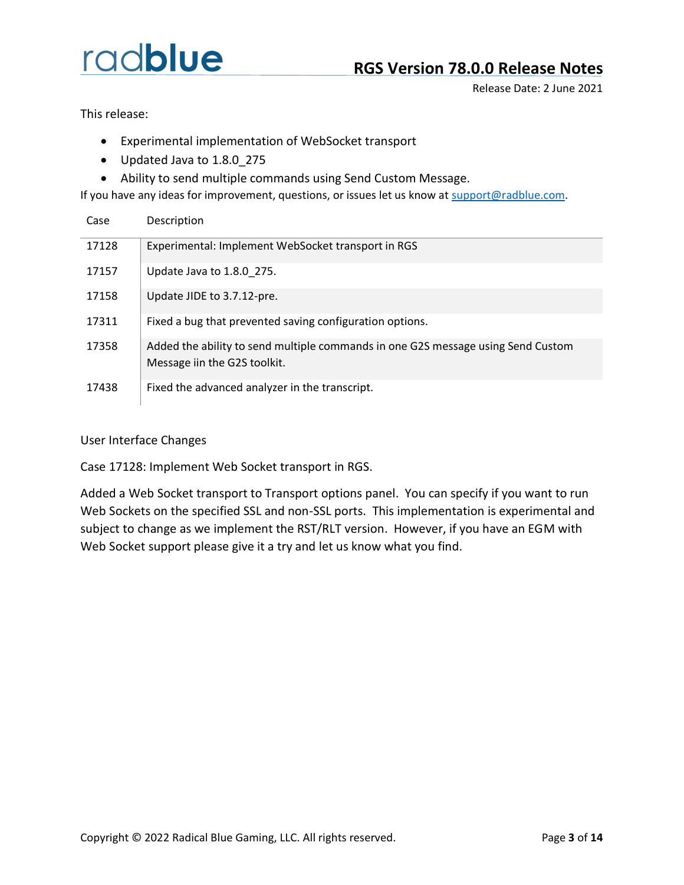## RGS Version 78.0.0 Release Notes

Release Date: 2 June 2021

This release:

- Experimental implementation of WebSocket transport
- Updated Java to 1.8.0_275
- Ability to send multiple commands using Send Custom Message.

If you have any ideas for improvement, questions, or issues let us know at support@radblue.com.

| Case | Description |
|---|---|
| 17128 | Experimental: Implement WebSocket transport in RGS |
| 17157 | Update Java to 1.8.0_275. |
| 17158 | Update JIDE to 3.7.12-pre. |
| 17311 | Fixed a bug that prevented saving configuration options. |
| 17358 | Added the ability to send multiple commands in one G2S message using Send Custom Message iin the G2S toolkit. |
| 17438 | Fixed the advanced analyzer in the transcript. |

User Interface Changes

Case 17128: Implement Web Socket transport in RGS.

Added a Web Socket transport to Transport options panel. You can specify if you want to run Web Sockets on the specified SSL and non-SSL ports. This implementation is experimental and subject to change as we implement the RST/RLT version. However, if you have an EGM with Web Socket support please give it a try and let us know what you find.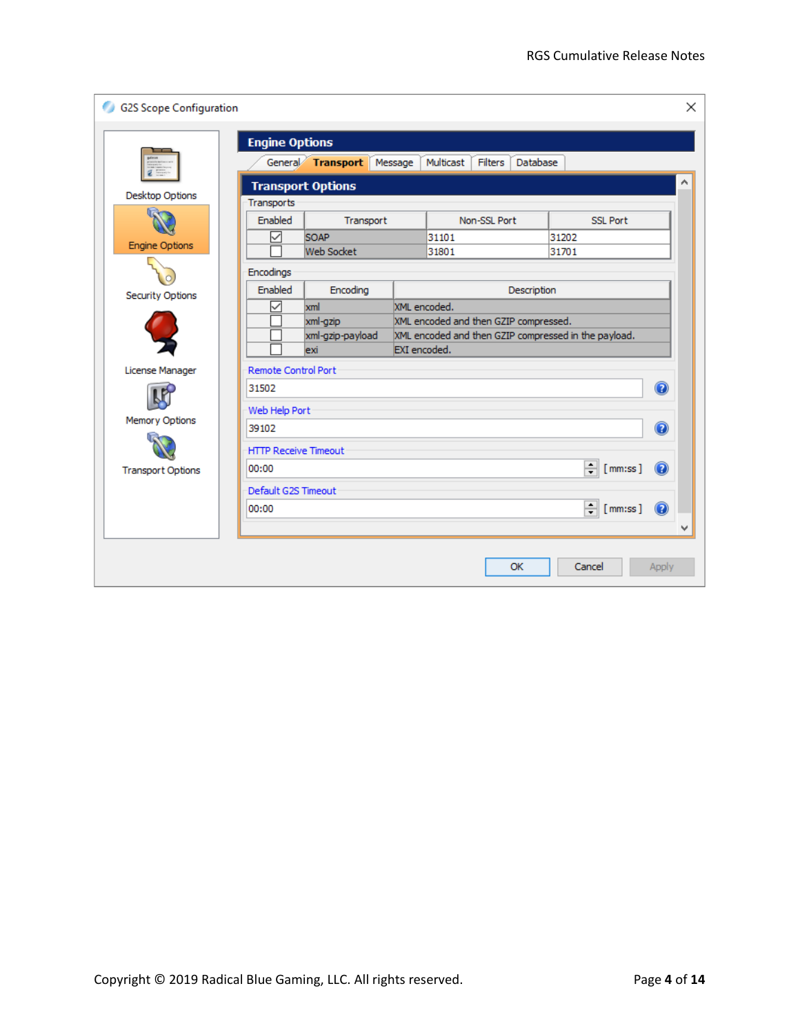G2S Scope Configuration

Desktop Options
Engine Options
Security Options
License Manager
Memory Options
Transport Options

**Engine Options**

General | **Transport** | Message | Multicast | Filters | Database

**Transport Options**

Transports

| Enabled | Transport | Non-SSL Port | SSL Port |
|---|---|---|---|
| ☑ | SOAP | 31101 | 31202 |
| ☐ | Web Socket | 31801 | 31701 |

Encodings

| Enabled | Encoding | Description |
|---|---|---|
| ☑ | xml | XML encoded. |
| ☐ | xml-gzip | XML encoded and then GZIP compressed. |
| ☐ | xml-gzip-payload | XML encoded and then GZIP compressed in the payload. |
| ☐ | exi | EXI encoded. |

Remote Control Port
31502

Web Help Port
39102

HTTP Receive Timeout
00:00 [ mm:ss ]

Default G2S Timeout
00:00 [ mm:ss ]

OK | Cancel | Apply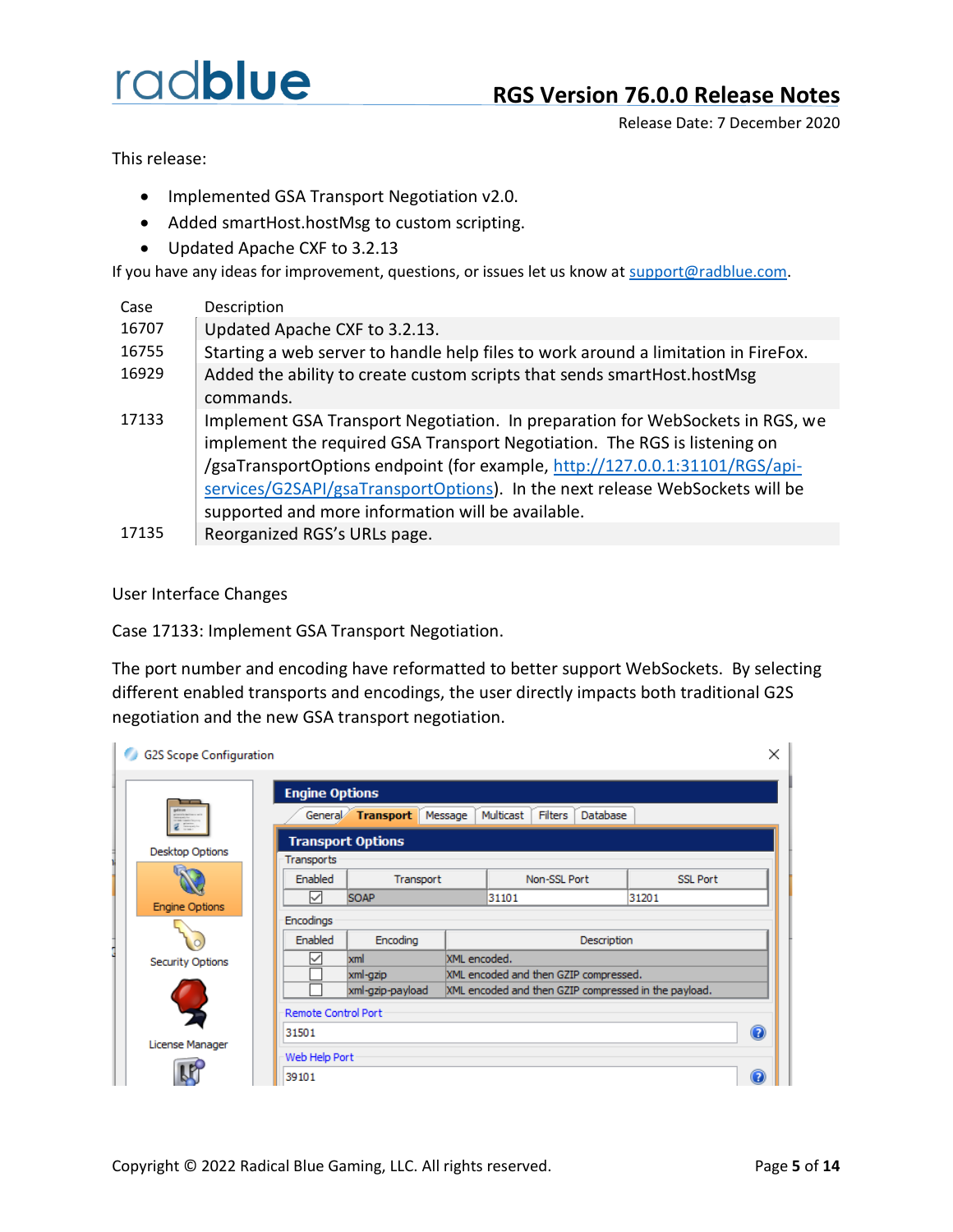# RGS Version 76.0.0 Release Notes

Release Date: 7 December 2020

This release:

- Implemented GSA Transport Negotiation v2.0.
- Added smartHost.hostMsg to custom scripting.
- Updated Apache CXF to 3.2.13

If you have any ideas for improvement, questions, or issues let us know at support@radblue.com.

| Case | Description |
| --- | --- |
| 16707 | Updated Apache CXF to 3.2.13. |
| 16755 | Starting a web server to handle help files to work around a limitation in FireFox. |
| 16929 | Added the ability to create custom scripts that sends smartHost.hostMsg commands. |
| 17133 | Implement GSA Transport Negotiation. In preparation for WebSockets in RGS, we implement the required GSA Transport Negotiation. The RGS is listening on /gsaTransportOptions endpoint (for example, http://127.0.0.1:31101/RGS/api-services/G2SAPI/gsaTransportOptions). In the next release WebSockets will be supported and more information will be available. |
| 17135 | Reorganized RGS's URLs page. |

User Interface Changes

Case 17133: Implement GSA Transport Negotiation.

The port number and encoding have reformatted to better support WebSockets. By selecting different enabled transports and encodings, the user directly impacts both traditional G2S negotiation and the new GSA transport negotiation.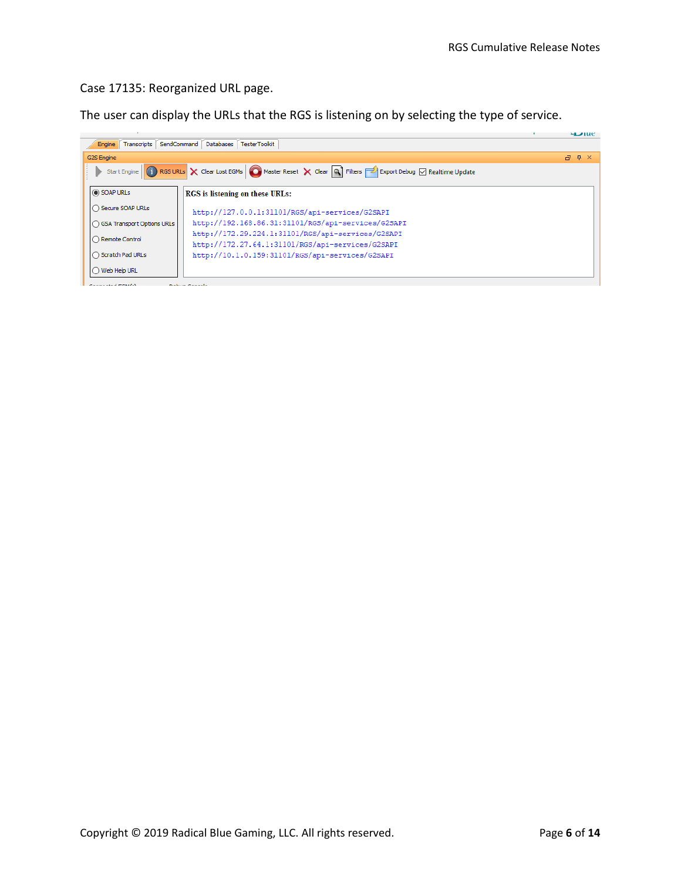Case 17135: Reorganized URL page.

The user can display the URLs that the RGS is listening on by selecting the type of service.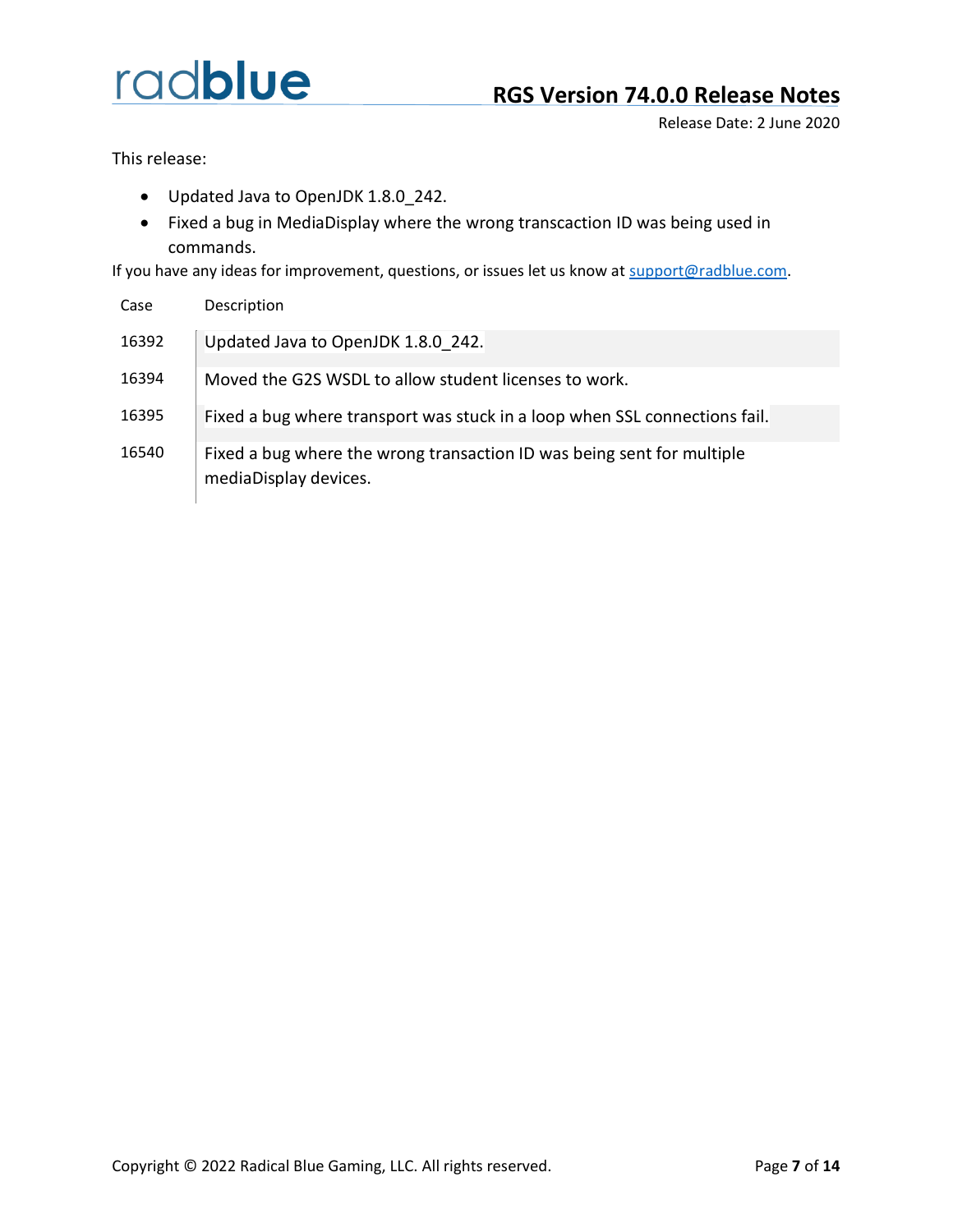# RGS Version 74.0.0 Release Notes

Release Date: 2 June 2020

This release:

- Updated Java to OpenJDK 1.8.0_242.
- Fixed a bug in MediaDisplay where the wrong transcaction ID was being used in commands.

If you have any ideas for improvement, questions, or issues let us know at support@radblue.com.

| Case | Description |
| --- | --- |
| 16392 | Updated Java to OpenJDK 1.8.0_242. |
| 16394 | Moved the G2S WSDL to allow student licenses to work. |
| 16395 | Fixed a bug where transport was stuck in a loop when SSL connections fail. |
| 16540 | Fixed a bug where the wrong transaction ID was being sent for multiple mediaDisplay devices. |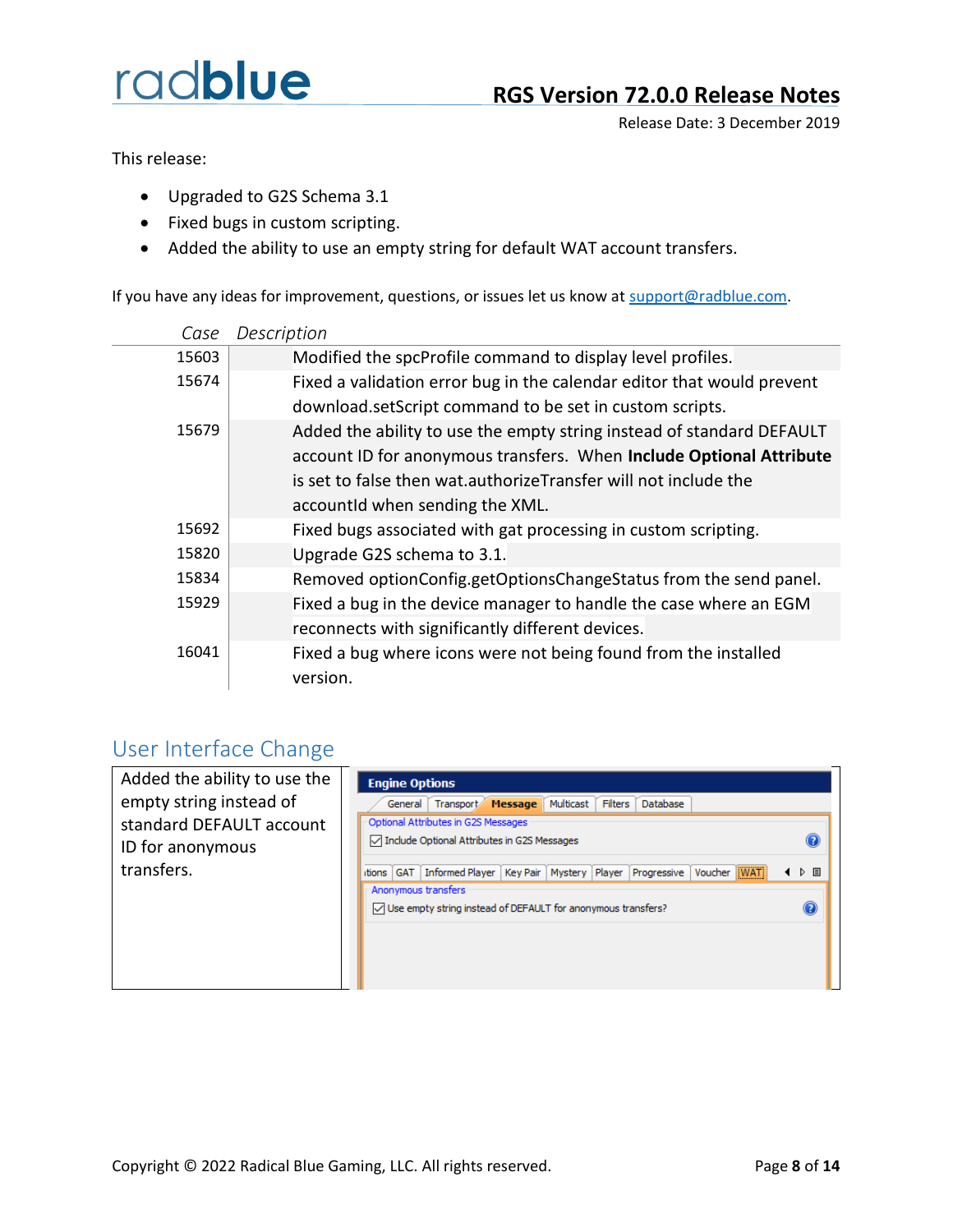radblue

# RGS Version 72.0.0 Release Notes

Release Date: 3 December 2019

This release:

- Upgraded to G2S Schema 3.1
- Fixed bugs in custom scripting.
- Added the ability to use an empty string for default WAT account transfers.

If you have any ideas for improvement, questions, or issues let us know at support@radblue.com.

| *Case* | *Description* |
|---|---|
| 15603 | Modified the spcProfile command to display level profiles. |
| 15674 | Fixed a validation error bug in the calendar editor that would prevent download.setScript command to be set in custom scripts. |
| 15679 | Added the ability to use the empty string instead of standard DEFAULT account ID for anonymous transfers. When **Include Optional Attribute** is set to false then wat.authorizeTransfer will not include the accountId when sending the XML. |
| 15692 | Fixed bugs associated with gat processing in custom scripting. |
| 15820 | Upgrade G2S schema to 3.1. |
| 15834 | Removed optionConfig.getOptionsChangeStatus from the send panel. |
| 15929 | Fixed a bug in the device manager to handle the case where an EGM reconnects with significantly different devices. |
| 16041 | Fixed a bug where icons were not being found from the installed version. |

## User Interface Change

Added the ability to use the empty string instead of standard DEFAULT account ID for anonymous transfers.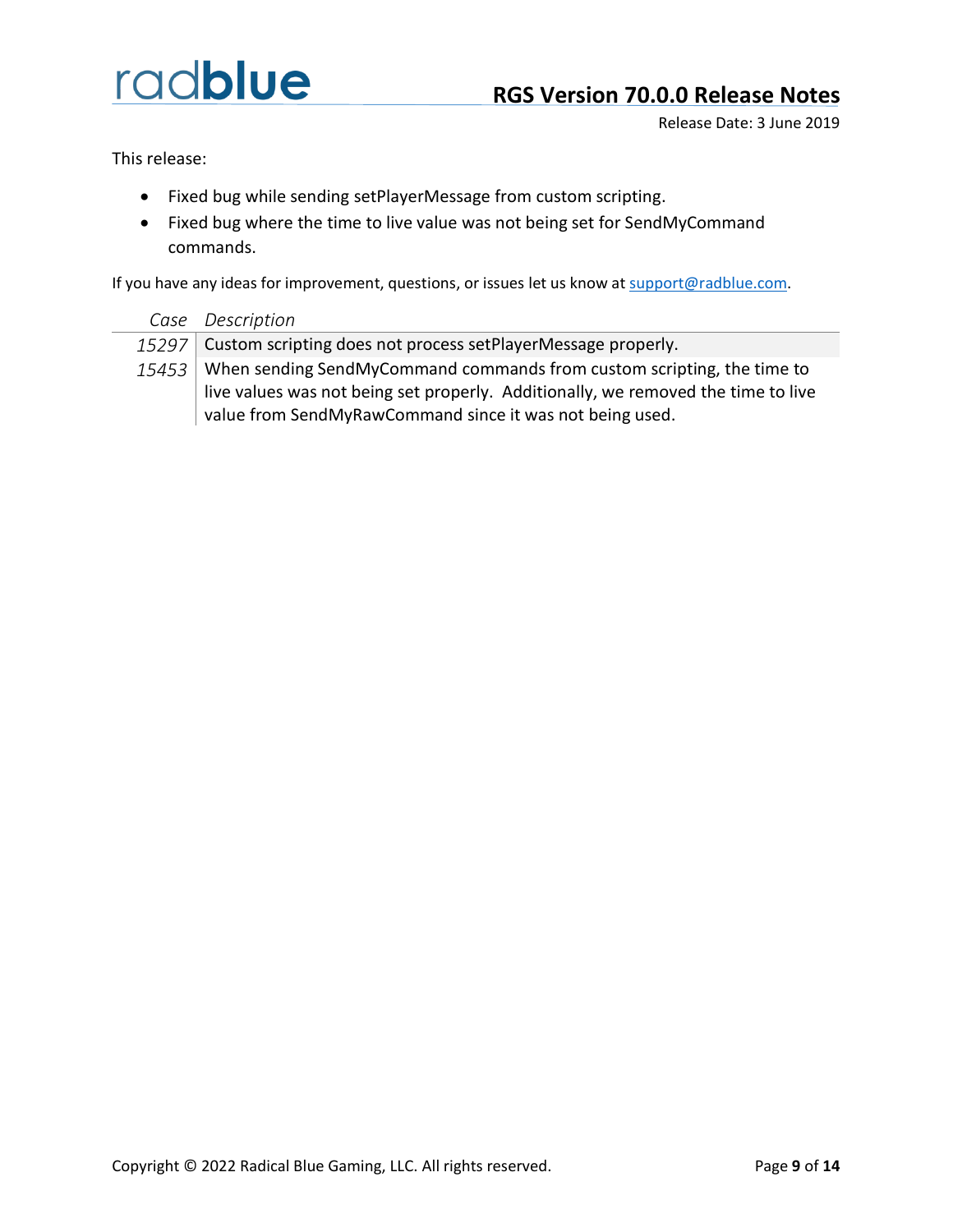# RGS Version 70.0.0 Release Notes

Release Date: 3 June 2019

This release:

- Fixed bug while sending setPlayerMessage from custom scripting.
- Fixed bug where the time to live value was not being set for SendMyCommand commands.

If you have any ideas for improvement, questions, or issues let us know at support@radblue.com.

| *Case* | *Description* |
|---|---|
| *15297* | Custom scripting does not process setPlayerMessage properly. |
| *15453* | When sending SendMyCommand commands from custom scripting, the time to live values was not being set properly. Additionally, we removed the time to live value from SendMyRawCommand since it was not being used. |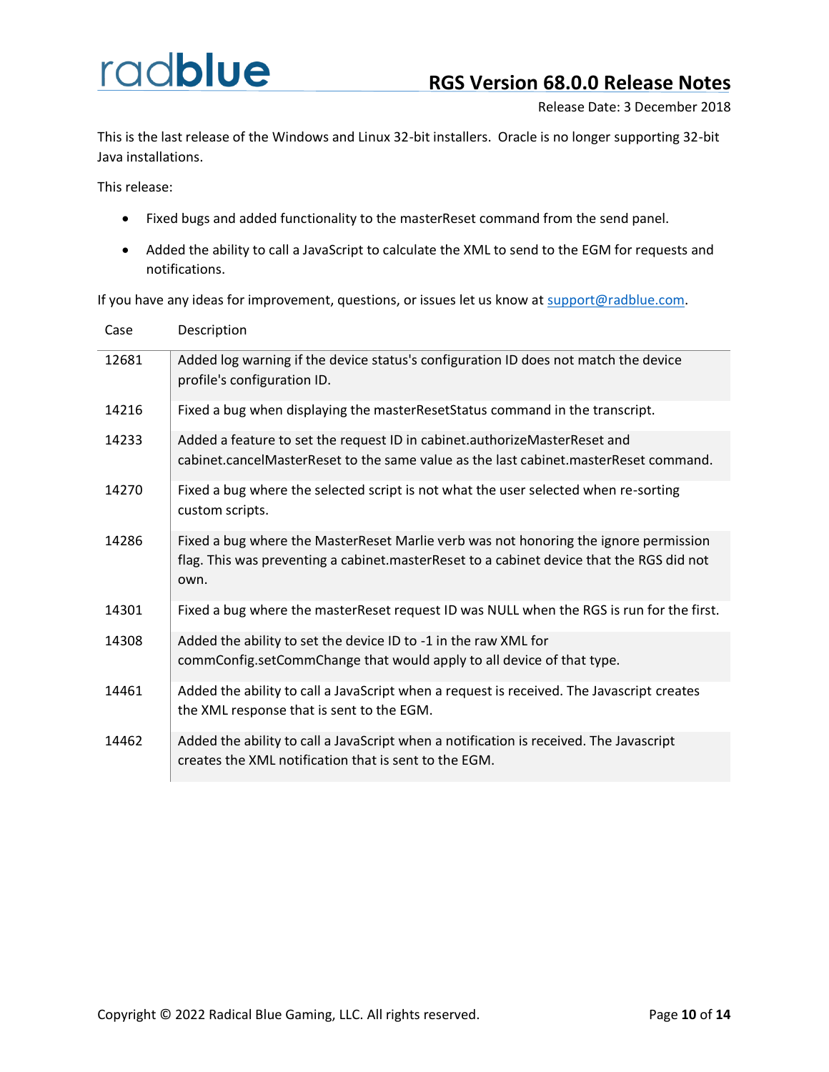# RGS Version 68.0.0 Release Notes

Release Date: 3 December 2018

This is the last release of the Windows and Linux 32-bit installers. Oracle is no longer supporting 32-bit Java installations.

This release:

- Fixed bugs and added functionality to the masterReset command from the send panel.
- Added the ability to call a JavaScript to calculate the XML to send to the EGM for requests and notifications.

If you have any ideas for improvement, questions, or issues let us know at support@radblue.com.

| Case | Description |
| --- | --- |
| 12681 | Added log warning if the device status's configuration ID does not match the device profile's configuration ID. |
| 14216 | Fixed a bug when displaying the masterResetStatus command in the transcript. |
| 14233 | Added a feature to set the request ID in cabinet.authorizeMasterReset and cabinet.cancelMasterReset to the same value as the last cabinet.masterReset command. |
| 14270 | Fixed a bug where the selected script is not what the user selected when re-sorting custom scripts. |
| 14286 | Fixed a bug where the MasterReset Marlie verb was not honoring the ignore permission flag. This was preventing a cabinet.masterReset to a cabinet device that the RGS did not own. |
| 14301 | Fixed a bug where the masterReset request ID was NULL when the RGS is run for the first. |
| 14308 | Added the ability to set the device ID to -1 in the raw XML for commConfig.setCommChange that would apply to all device of that type. |
| 14461 | Added the ability to call a JavaScript when a request is received. The Javascript creates the XML response that is sent to the EGM. |
| 14462 | Added the ability to call a JavaScript when a notification is received. The Javascript creates the XML notification that is sent to the EGM. |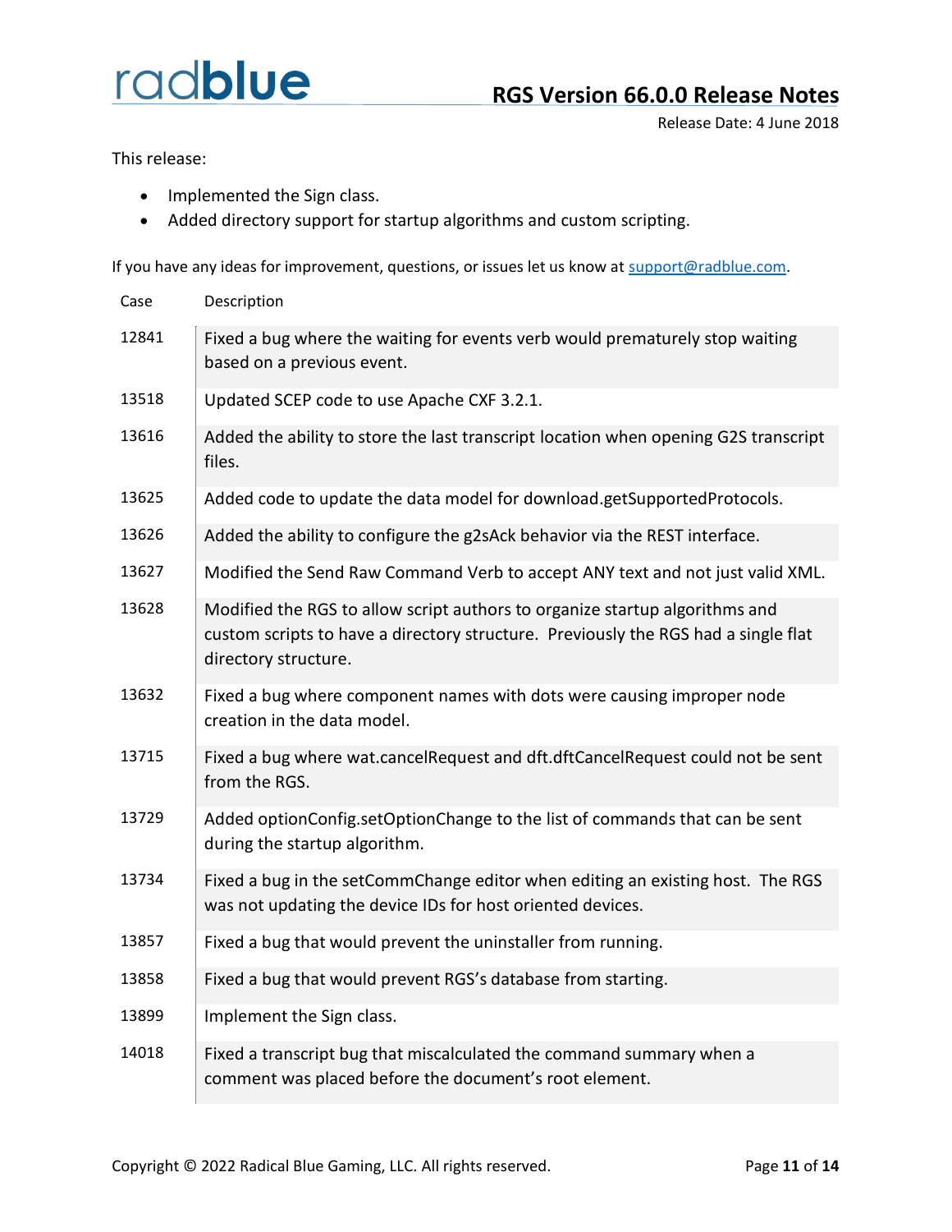# RGS Version 66.0.0 Release Notes

Release Date: 4 June 2018

This release:

- Implemented the Sign class.
- Added directory support for startup algorithms and custom scripting.

If you have any ideas for improvement, questions, or issues let us know at support@radblue.com.

| Case | Description |
|---|---|
| 12841 | Fixed a bug where the waiting for events verb would prematurely stop waiting based on a previous event. |
| 13518 | Updated SCEP code to use Apache CXF 3.2.1. |
| 13616 | Added the ability to store the last transcript location when opening G2S transcript files. |
| 13625 | Added code to update the data model for download.getSupportedProtocols. |
| 13626 | Added the ability to configure the g2sAck behavior via the REST interface. |
| 13627 | Modified the Send Raw Command Verb to accept ANY text and not just valid XML. |
| 13628 | Modified the RGS to allow script authors to organize startup algorithms and custom scripts to have a directory structure. Previously the RGS had a single flat directory structure. |
| 13632 | Fixed a bug where component names with dots were causing improper node creation in the data model. |
| 13715 | Fixed a bug where wat.cancelRequest and dft.dftCancelRequest could not be sent from the RGS. |
| 13729 | Added optionConfig.setOptionChange to the list of commands that can be sent during the startup algorithm. |
| 13734 | Fixed a bug in the setCommChange editor when editing an existing host. The RGS was not updating the device IDs for host oriented devices. |
| 13857 | Fixed a bug that would prevent the uninstaller from running. |
| 13858 | Fixed a bug that would prevent RGS's database from starting. |
| 13899 | Implement the Sign class. |
| 14018 | Fixed a transcript bug that miscalculated the command summary when a comment was placed before the document's root element. |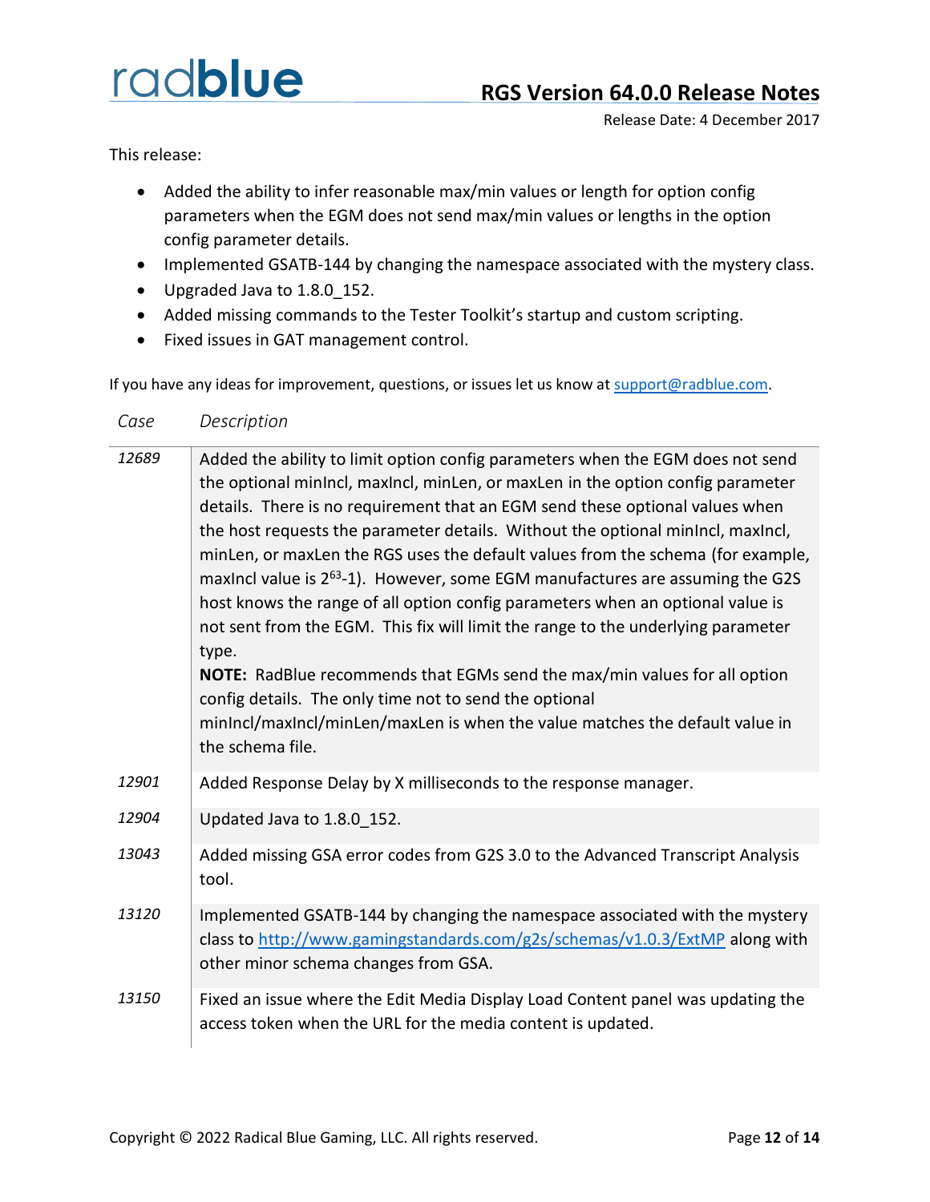## RGS Version 64.0.0 Release Notes

Release Date: 4 December 2017

This release:

- Added the ability to infer reasonable max/min values or length for option config parameters when the EGM does not send max/min values or lengths in the option config parameter details.
- Implemented GSATB-144 by changing the namespace associated with the mystery class.
- Upgraded Java to 1.8.0_152.
- Added missing commands to the Tester Toolkit's startup and custom scripting.
- Fixed issues in GAT management control.

If you have any ideas for improvement, questions, or issues let us know at support@radblue.com.

| *Case* | *Description* |
|---|---|
| *12689* | Added the ability to limit option config parameters when the EGM does not send the optional minIncl, maxIncl, minLen, or maxLen in the option config parameter details. There is no requirement that an EGM send these optional values when the host requests the parameter details. Without the optional minIncl, maxIncl, minLen, or maxLen the RGS uses the default values from the schema (for example, maxIncl value is $2^{63}$-1). However, some EGM manufactures are assuming the G2S host knows the range of all option config parameters when an optional value is not sent from the EGM. This fix will limit the range to the underlying parameter type.<br>**NOTE:** RadBlue recommends that EGMs send the max/min values for all option config details. The only time not to send the optional minIncl/maxIncl/minLen/maxLen is when the value matches the default value in the schema file. |
| *12901* | Added Response Delay by X milliseconds to the response manager. |
| *12904* | Updated Java to 1.8.0_152. |
| *13043* | Added missing GSA error codes from G2S 3.0 to the Advanced Transcript Analysis tool. |
| *13120* | Implemented GSATB-144 by changing the namespace associated with the mystery class to http://www.gamingstandards.com/g2s/schemas/v1.0.3/ExtMP along with other minor schema changes from GSA. |
| *13150* | Fixed an issue where the Edit Media Display Load Content panel was updating the access token when the URL for the media content is updated. |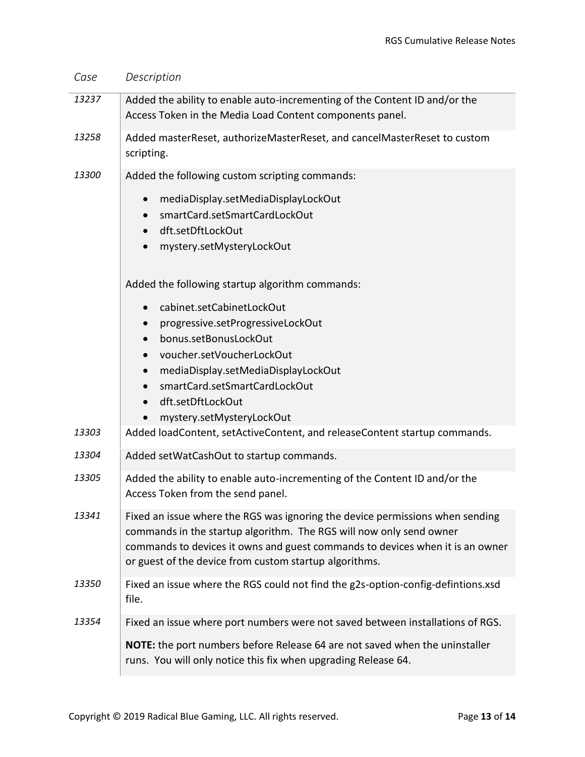| Case | Description |
|---|---|
| 13237 | Added the ability to enable auto-incrementing of the Content ID and/or the Access Token in the Media Load Content components panel. |
| 13258 | Added masterReset, authorizeMasterReset, and cancelMasterReset to custom scripting. |
| 13300 | Added the following custom scripting commands:<br>• mediaDisplay.setMediaDisplayLockOut<br>• smartCard.setSmartCardLockOut<br>• dft.setDftLockOut<br>• mystery.setMysteryLockOut<br><br>Added the following startup algorithm commands:<br>• cabinet.setCabinetLockOut<br>• progressive.setProgressiveLockOut<br>• bonus.setBonusLockOut<br>• voucher.setVoucherLockOut<br>• mediaDisplay.setMediaDisplayLockOut<br>• smartCard.setSmartCardLockOut<br>• dft.setDftLockOut<br>• mystery.setMysteryLockOut |
| 13303 | Added loadContent, setActiveContent, and releaseContent startup commands. |
| 13304 | Added setWatCashOut to startup commands. |
| 13305 | Added the ability to enable auto-incrementing of the Content ID and/or the Access Token from the send panel. |
| 13341 | Fixed an issue where the RGS was ignoring the device permissions when sending commands in the startup algorithm. The RGS will now only send owner commands to devices it owns and guest commands to devices when it is an owner or guest of the device from custom startup algorithms. |
| 13350 | Fixed an issue where the RGS could not find the g2s-option-config-defintions.xsd file. |
| 13354 | Fixed an issue where port numbers were not saved between installations of RGS.<br><br>**NOTE:** the port numbers before Release 64 are not saved when the uninstaller runs. You will only notice this fix when upgrading Release 64. |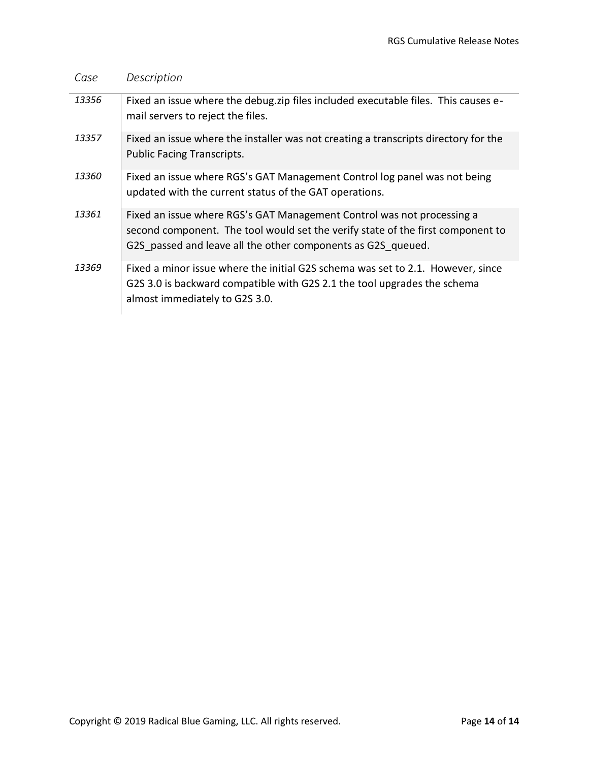| *Case* | *Description* |
|---|---|
| *13356* | Fixed an issue where the debug.zip files included executable files. This causes e-mail servers to reject the files. |
| *13357* | Fixed an issue where the installer was not creating a transcripts directory for the Public Facing Transcripts. |
| *13360* | Fixed an issue where RGS's GAT Management Control log panel was not being updated with the current status of the GAT operations. |
| *13361* | Fixed an issue where RGS's GAT Management Control was not processing a second component. The tool would set the verify state of the first component to G2S_passed and leave all the other components as G2S_queued. |
| *13369* | Fixed a minor issue where the initial G2S schema was set to 2.1. However, since G2S 3.0 is backward compatible with G2S 2.1 the tool upgrades the schema almost immediately to G2S 3.0. |

Copyright © 2019 Radical Blue Gaming, LLC. All rights reserved.